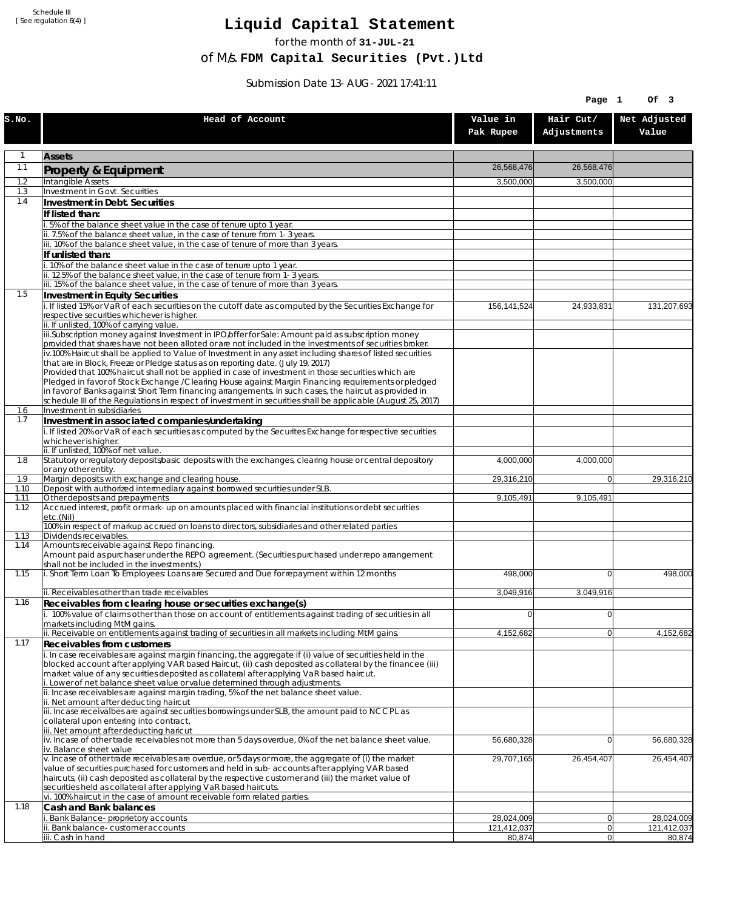Schedule III
[ See regulation 6(4) ]

# Liquid Capital Statement

for the month of **31-JUL-21**

of M/s. **FDM Capital Securities (Pvt.)Ltd**

Submission Date 13-AUG-2021 17:41:11

| S.No. | Head of Account | Value in Pak Rupee | Hair Cut/ Adjustments | Net Adjusted Value |
|---|---|---|---|---|
| 1 | **Assets** | | | |
| 1.1 | **Property & Equipment** | 26,568,476 | 26,568,476 | |
| 1.2 | Intangible Assets | 3,500,000 | 3,500,000 | |
| 1.3 | Investment in Govt. Securities | | | |
| 1.4 | **Investment in Debt. Securities** | | | |
| | **If listed than:** | | | |
| | i. 5% of the balance sheet value in the case of tenure upto 1 year. | | | |
| | ii. 7.5% of the balance sheet value, in the case of tenure from 1-3 years. | | | |
| | iii. 10% of the balance sheet value, in the case of tenure of more than 3 years. | | | |
| | **If unlisted than:** | | | |
| | i. 10% of the balance sheet value in the case of tenure upto 1 year. | | | |
| | ii. 12.5% of the balance sheet value, in the case of tenure from 1-3 years. | | | |
| | iii. 15% of the balance sheet value, in the case of tenure of more than 3 years. | | | |
| 1.5 | **Investment in Equity Securities** | | | |
| | i. If listed 15% or VaR of each securities on the cutoff date as computed by the Securities Exchange for respective securities whichever is higher. | 156,141,524 | 24,933,831 | 131,207,693 |
| | ii. If unlisted, 100% of carrying value. | | | |
| | iii.Subscription money against Investment in IPO/offer for Sale: Amount paid as subscription money provided that shares have not been alloted or are not included in the investments of securities broker. | | | |
| | iv.100% Haircut shall be applied to Value of Investment in any asset including shares of listed securities that are in Block, Freeze or Pledge status as on reporting date. (July 19, 2017)<br>Provided that 100% haircut shall not be applied in case of investment in those securities which are Pledged in favor of Stock Exchange / Clearing House against Margin Financing requirements or pledged in favor of Banks against Short Term financing arrangements. In such cases, the haircut as provided in schedule III of the Regulations in respect of investment in securities shall be applicable (August 25, 2017) | | | |
| 1.6 | Investment in subsidiaries | | | |
| 1.7 | **Investment in associated companies/undertaking** | | | |
| | i. If listed 20% or VaR of each securities as computed by the Securites Exchange for respective securities whichever is higher. | | | |
| | ii. If unlisted, 100% of net value. | | | |
| 1.8 | Statutory or regulatory deposits/basic deposits with the exchanges, clearing house or central depository or any other entity. | 4,000,000 | 4,000,000 | |
| 1.9 | Margin deposits with exchange and clearing house. | 29,316,210 | 0 | 29,316,210 |
| 1.10 | Deposit with authorized intermediary against borrowed securities under SLB. | | | |
| 1.11 | Other deposits and prepayments | 9,105,491 | 9,105,491 | |
| 1.12 | Accrued interest, profit or mark-up on amounts placed with financial institutions or debt securities etc.(Nil) | | | |
| | 100% in respect of markup accrued on loans to directors, subsidiaries and other related parties | | | |
| 1.13 | Dividends receivables. | | | |
| 1.14 | Amounts receivable against Repo financing.<br>Amount paid as purchaser under the REPO agreement. (Securities purchased under repo arrangement shall not be included in the investments.) | | | |
| 1.15 | i. Short Term Loan To Employees: Loans are Secured and Due for repayment within 12 months | 498,000 | 0 | 498,000 |
| | ii. Receivables other than trade receivables | 3,049,916 | 3,049,916 | |
| 1.16 | **Receivables from clearing house or securities exchange(s)** | | | |
| | i. 100% value of claims other than those on account of entitlements against trading of securities in all markets including MtM gains. | 0 | 0 | |
| | ii. Receivable on entitlements against trading of securities in all markets including MtM gains. | 4,152,682 | 0 | 4,152,682 |
| 1.17 | **Receivables from customers** | | | |
| | i. In case receivables are against margin financing, the aggregate if (i) value of securities held in the blocked account after applying VAR based Haircut, (ii) cash deposited as collateral by the financee (iii) market value of any securities deposited as collateral after applying VaR based haircut.<br>i. Lower of net balance sheet value or value determined through adjustments. | | | |
| | ii. Incase receivables are against margin trading, 5% of the net balance sheet value.<br>ii. Net amount after deducting haircut | | | |
| | iii. Incase receivalbes are against securities borrowings under SLB, the amount paid to NCCPL as collateral upon entering into contract,<br>iii. Net amount after deducting haricut | | | |
| | iv. Incase of other trade receivables not more than 5 days overdue, 0% of the net balance sheet value.<br>iv. Balance sheet value | 56,680,328 | 0 | 56,680,328 |
| | v. Incase of other trade receivables are overdue, or 5 days or more, the aggregate of (i) the market value of securities purchased for customers and held in sub-accounts after applying VAR based haircuts, (ii) cash deposited as collateral by the respective customer and (iii) the market value of securities held as collateral after applying VaR based haircuts. | 29,707,165 | 26,454,407 | 26,454,407 |
| | vi. 100% haircut in the case of amount receivable form related parties. | | | |
| 1.18 | **Cash and Bank balances** | | | |
| | i. Bank Balance-proprietory accounts | 28,024,009 | 0 | 28,024,009 |
| | ii. Bank balance-customer accounts | 121,412,037 | 0 | 121,412,037 |
| | iii. Cash in hand | 80,874 | 0 | 80,874 |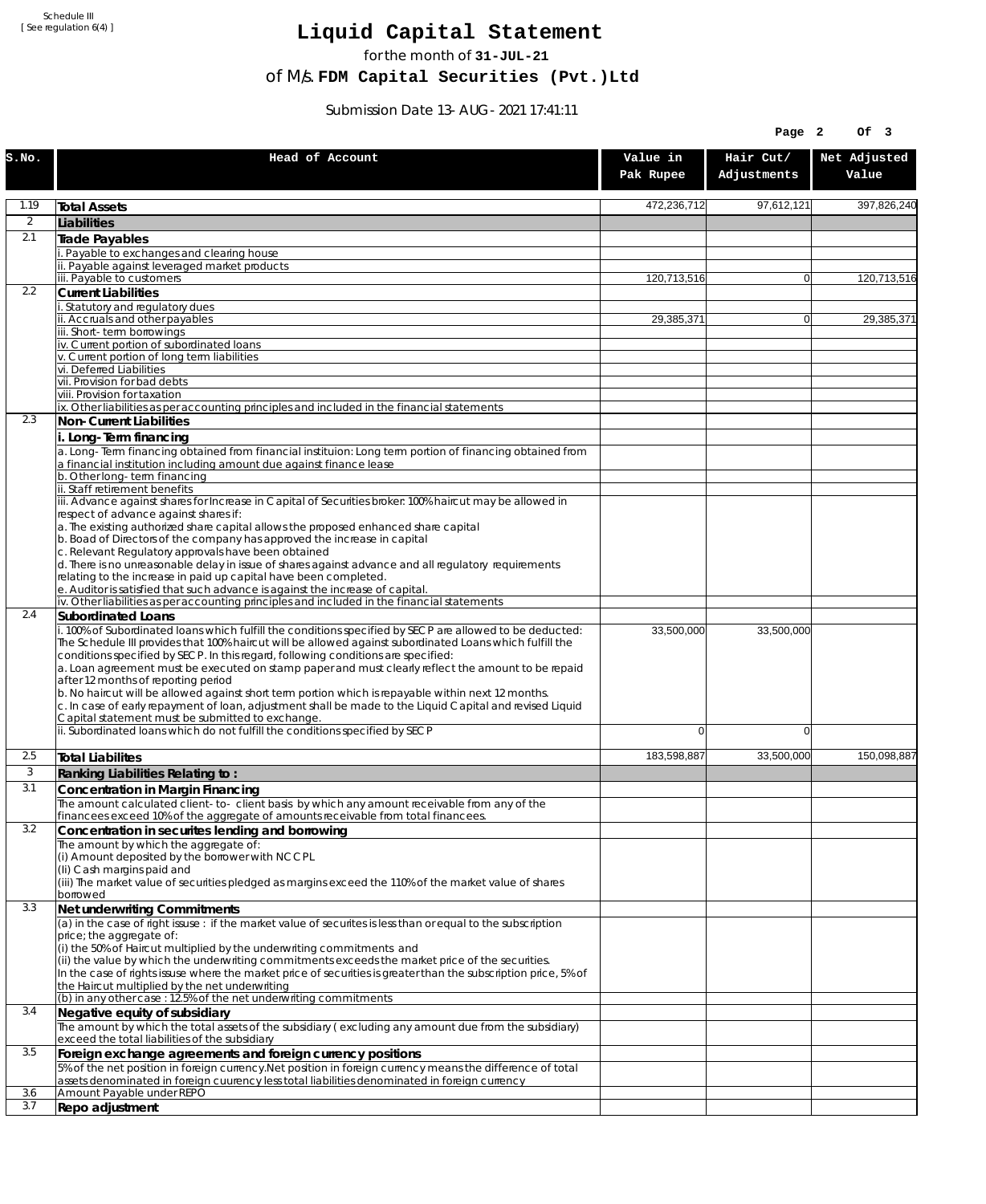Schedule III
[ See regulation 6(4) ]

# Liquid Capital Statement

for the month of **31-JUL-21**

of M/s. **FDM Capital Securities (Pvt.)Ltd**

Submission Date 13-AUG-2021 17:41:11

| S.No. | Head of Account | Value in Pak Rupee | Hair Cut/ Adjustments | Net Adjusted Value |
|---|---|---|---|---|
| 1.19 | **Total Assets** | 472,236,712 | 97,612,121 | 397,826,240 |
| 2 | **Liabilities** | | | |
| 2.1 | **Trade Payables** | | | |
| | i. Payable to exchanges and clearing house | | | |
| | ii. Payable against leveraged market products | | | |
| | iii. Payable to customers | 120,713,516 | 0 | 120,713,516 |
| 2.2 | **Current Liabilities** | | | |
| | i. Statutory and regulatory dues | | | |
| | ii. Accruals and other payables | 29,385,371 | 0 | 29,385,371 |
| | iii. Short-term borrowings | | | |
| | iv. Current portion of subordinated loans | | | |
| | v. Current portion of long term liabilities | | | |
| | vi. Deferred Liabilities | | | |
| | vii. Provision for bad debts | | | |
| | viii. Provision for taxation | | | |
| | ix. Other liabilities as per accounting principles and included in the financial statements | | | |
| 2.3 | **Non-Current Liabilities** | | | |
| | **i. Long-Term financing** | | | |
| | a. Long-Term financing obtained from financial instituion: Long term portion of financing obtained from a financial institution including amount due against finance lease | | | |
| | b. Other long-term financing | | | |
| | ii. Staff retirement benefits | | | |
| | iii. Advance against shares for Increase in Capital of Securities broker: 100% haircut may be allowed in respect of advance against shares if:<br>a. The existing authorized share capital allows the proposed enhanced share capital<br>b. Boad of Directors of the company has approved the increase in capital<br>c. Relevant Regulatory approvals have been obtained<br>d. There is no unreasonable delay in issue of shares against advance and all regulatory requirements relating to the increase in paid up capital have been completed.<br>e. Auditor is satisfied that such advance is against the increase of capital. | | | |
| | iv. Other liabilities as per accounting principles and included in the financial statements | | | |
| 2.4 | **Subordinated Loans** | | | |
| | i. 100% of Subordinated loans which fulfill the conditions specified by SECP are allowed to be deducted:<br>The Schedule III provides that 100% haircut will be allowed against subordinated Loans which fulfill the conditions specified by SECP. In this regard, following conditions are specified:<br>a. Loan agreement must be executed on stamp paper and must clearly reflect the amount to be repaid after 12 months of reporting period<br>b. No haircut will be allowed against short term portion which is repayable within next 12 months.<br>c. In case of early repayment of loan, adjustment shall be made to the Liquid Capital and revised Liquid Capital statement must be submitted to exchange. | 33,500,000 | 33,500,000 | |
| | ii. Subordinated loans which do not fulfill the conditions specified by SECP | 0 | 0 | |
| 2.5 | **Total Liabilites** | 183,598,887 | 33,500,000 | 150,098,887 |
| 3 | **Ranking Liabilities Relating to :** | | | |
| 3.1 | **Concentration in Margin Financing** | | | |
| | The amount calculated client-to- client basis by which any amount receivable from any of the financees exceed 10% of the aggregate of amounts receivable from total financees. | | | |
| 3.2 | **Concentration in securites lending and borrowing** | | | |
| | The amount by which the aggregate of:<br>(i) Amount deposited by the borrower with NCCPL<br>(Ii) Cash margins paid and<br>(iii) The market value of securities pledged as margins exceed the 110% of the market value of shares borrowed | | | |
| 3.3 | **Net underwriting Commitments** | | | |
| | (a) in the case of right issuse : if the market value of securites is less than or equal to the subscription price; the aggregate of:<br>(i) the 50% of Haircut multiplied by the underwriting commitments and<br>(ii) the value by which the underwriting commitments exceeds the market price of the securities.<br>In the case of rights issuse where the market price of securities is greater than the subscription price, 5% of the Haircut multiplied by the net underwriting | | | |
| | (b) in any other case : 12.5% of the net underwriting commitments | | | |
| 3.4 | **Negative equity of subsidiary** | | | |
| | The amount by which the total assets of the subsidiary ( excluding any amount due from the subsidiary) exceed the total liabilities of the subsidiary | | | |
| 3.5 | **Foreign exchange agreements and foreign currency positions** | | | |
| | 5% of the net position in foreign currency.Net position in foreign currency means the difference of total assets denominated in foreign cuurency less total liabilities denominated in foreign currency | | | |
| 3.6 | Amount Payable under REPO | | | |
| 3.7 | **Repo adjustment** | | | |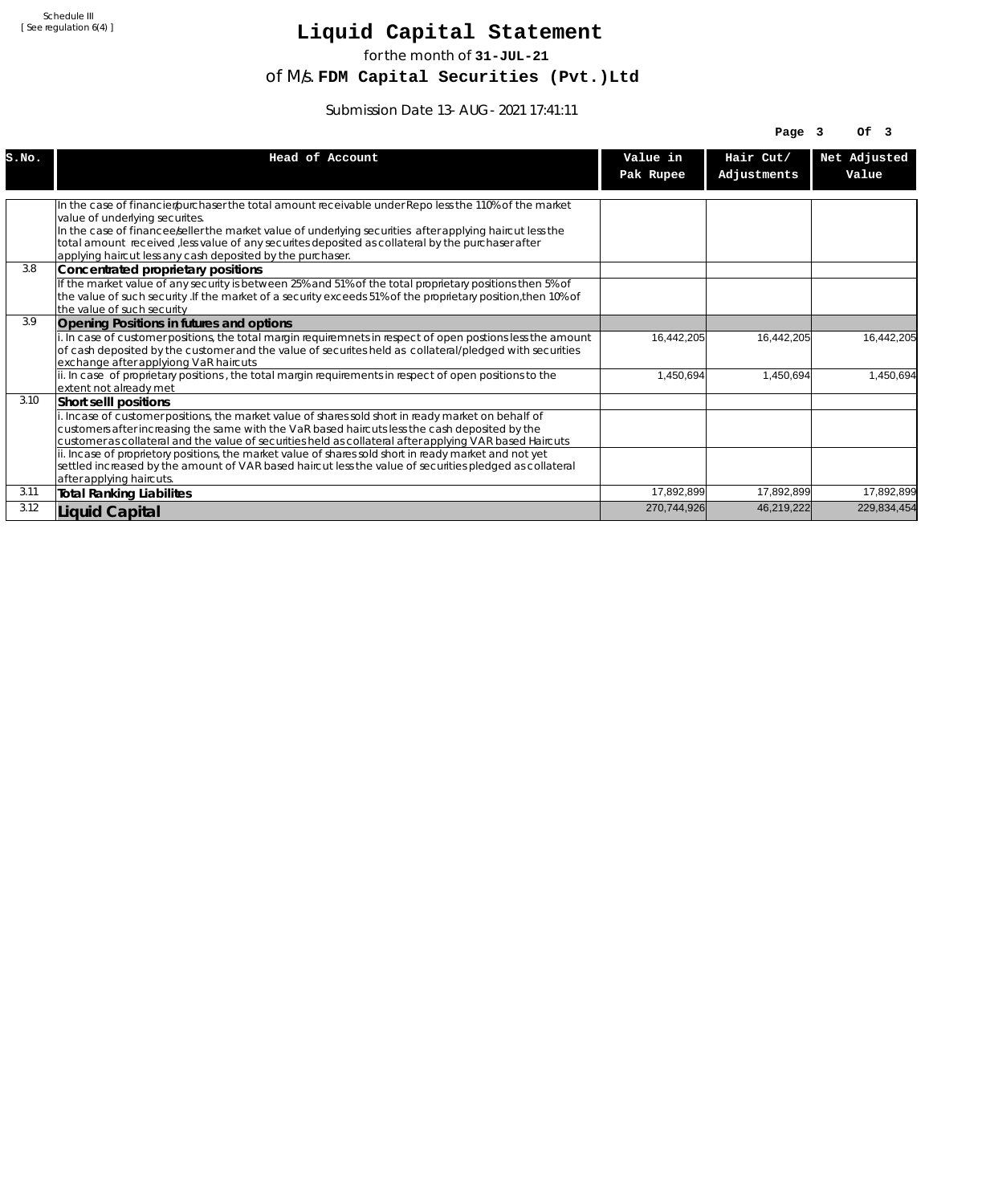Schedule III
[ See regulation 6(4) ]

# Liquid Capital Statement

for the month of **31-JUL-21**

of M/s. **FDM Capital Securities (Pvt.)Ltd**

Submission Date 13-AUG-2021 17:41:11

| S.No. | Head of Account | Value in Pak Rupee | Hair Cut/ Adjustments | Net Adjusted Value |
|---|---|---|---|---|
| | In the case of financier/purchaser the total amount receivable under Repo less the 110% of the market value of underlying securites.<br>In the case of financee/seller the market value of underlying securities after applying haircut less the total amount received ,less value of any securites deposited as collateral by the purchaser after applying haircut less any cash deposited by the purchaser. | | | |
| 3.8 | **Concentrated proprietary positions** | | | |
| | If the market value of any security is between 25% and 51% of the total proprietary positions then 5% of the value of such security .If the market of a security exceeds 51% of the proprietary position,then 10% of the value of such security | | | |
| 3.9 | **Opening Positions in futures and options** | | | |
| | i. In case of customer positions, the total margin requiremnets in respect of open postions less the amount of cash deposited by the customer and the value of securites held as collateral/pledged with securities exchange after applyiong VaR haircuts | 16,442,205 | 16,442,205 | 16,442,205 |
| | ii. In case of proprietary positions , the total margin requirements in respect of open positions to the extent not already met | 1,450,694 | 1,450,694 | 1,450,694 |
| 3.10 | **Short selll positions** | | | |
| | i. Incase of customer positions, the market value of shares sold short in ready market on behalf of customers after increasing the same with the VaR based haircuts less the cash deposited by the customer as collateral and the value of securities held as collateral after applying VAR based Haircuts | | | |
| | ii. Incase of proprietory positions, the market value of shares sold short in ready market and not yet settled increased by the amount of VAR based haircut less the value of securities pledged as collateral after applying haircuts. | | | |
| 3.11 | **Total Ranking Liabilites** | 17,892,899 | 17,892,899 | 17,892,899 |
| 3.12 | **Liquid Capital** | 270,744,926 | 46,219,222 | 229,834,454 |